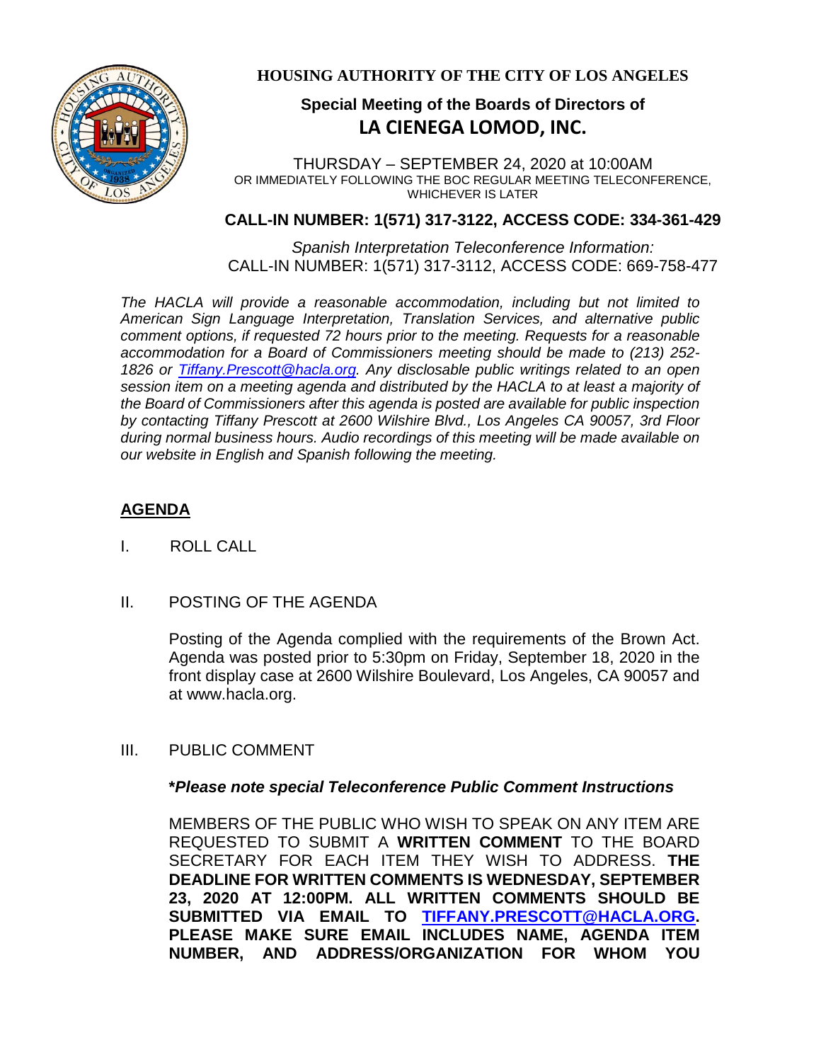# HOUSING AUTHORITY OF THE CITY OF LOS ANGELES

## Special Meeting of the Boards of Directors of LA CIENEGA LOMOD, INC.

THURSDAY – SEPTEMBER 24, 2020 at 10:00AM
OR IMMEDIATELY FOLLOWING THE BOC REGULAR MEETING TELECONFERENCE, WHICHEVER IS LATER

**CALL-IN NUMBER: 1(571) 317-3122, ACCESS CODE: 334-361-429**

*Spanish Interpretation Teleconference Information:*
CALL-IN NUMBER: 1(571) 317-3112, ACCESS CODE: 669-758-477

*The HACLA will provide a reasonable accommodation, including but not limited to American Sign Language Interpretation, Translation Services, and alternative public comment options, if requested 72 hours prior to the meeting. Requests for a reasonable accommodation for a Board of Commissioners meeting should be made to (213) 252-1826 or Tiffany.Prescott@hacla.org. Any disclosable public writings related to an open session item on a meeting agenda and distributed by the HACLA to at least a majority of the Board of Commissioners after this agenda is posted are available for public inspection by contacting Tiffany Prescott at 2600 Wilshire Blvd., Los Angeles CA 90057, 3rd Floor during normal business hours. Audio recordings of this meeting will be made available on our website in English and Spanish following the meeting.*

## AGENDA

I. ROLL CALL

II. POSTING OF THE AGENDA

Posting of the Agenda complied with the requirements of the Brown Act. Agenda was posted prior to 5:30pm on Friday, September 18, 2020 in the front display case at 2600 Wilshire Boulevard, Los Angeles, CA 90057 and at www.hacla.org.

III. PUBLIC COMMENT

***Please note special Teleconference Public Comment Instructions***

MEMBERS OF THE PUBLIC WHO WISH TO SPEAK ON ANY ITEM ARE REQUESTED TO SUBMIT A **WRITTEN COMMENT** TO THE BOARD SECRETARY FOR EACH ITEM THEY WISH TO ADDRESS. **THE DEADLINE FOR WRITTEN COMMENTS IS WEDNESDAY, SEPTEMBER 23, 2020 AT 12:00PM. ALL WRITTEN COMMENTS SHOULD BE SUBMITTED VIA EMAIL TO TIFFANY.PRESCOTT@HACLA.ORG. PLEASE MAKE SURE EMAIL INCLUDES NAME, AGENDA ITEM NUMBER, AND ADDRESS/ORGANIZATION FOR WHOM YOU**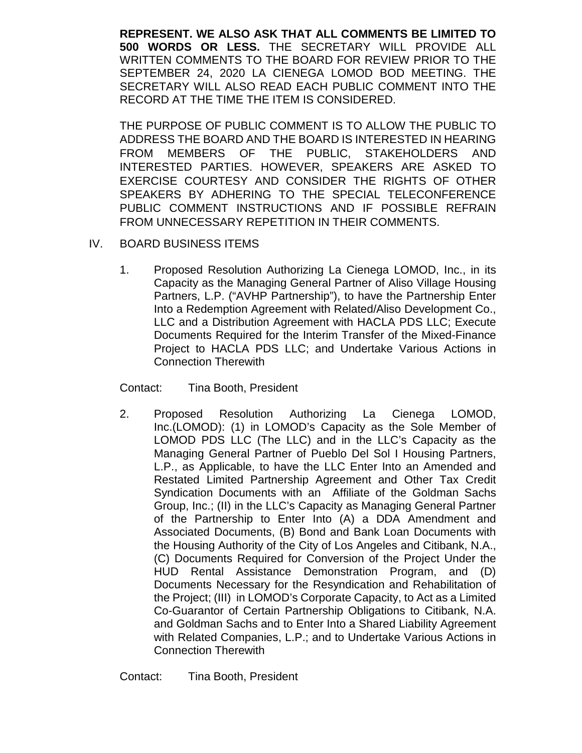**REPRESENT. WE ALSO ASK THAT ALL COMMENTS BE LIMITED TO 500 WORDS OR LESS.** THE SECRETARY WILL PROVIDE ALL WRITTEN COMMENTS TO THE BOARD FOR REVIEW PRIOR TO THE SEPTEMBER 24, 2020 LA CIENEGA LOMOD BOD MEETING. THE SECRETARY WILL ALSO READ EACH PUBLIC COMMENT INTO THE RECORD AT THE TIME THE ITEM IS CONSIDERED.

THE PURPOSE OF PUBLIC COMMENT IS TO ALLOW THE PUBLIC TO ADDRESS THE BOARD AND THE BOARD IS INTERESTED IN HEARING FROM MEMBERS OF THE PUBLIC, STAKEHOLDERS AND INTERESTED PARTIES. HOWEVER, SPEAKERS ARE ASKED TO EXERCISE COURTESY AND CONSIDER THE RIGHTS OF OTHER SPEAKERS BY ADHERING TO THE SPECIAL TELECONFERENCE PUBLIC COMMENT INSTRUCTIONS AND IF POSSIBLE REFRAIN FROM UNNECESSARY REPETITION IN THEIR COMMENTS.

IV. BOARD BUSINESS ITEMS

1. Proposed Resolution Authorizing La Cienega LOMOD, Inc., in its Capacity as the Managing General Partner of Aliso Village Housing Partners, L.P. ("AVHP Partnership"), to have the Partnership Enter Into a Redemption Agreement with Related/Aliso Development Co., LLC and a Distribution Agreement with HACLA PDS LLC; Execute Documents Required for the Interim Transfer of the Mixed-Finance Project to HACLA PDS LLC; and Undertake Various Actions in Connection Therewith

   Contact: Tina Booth, President

2. Proposed Resolution Authorizing La Cienega LOMOD, Inc.(LOMOD): (1) in LOMOD's Capacity as the Sole Member of LOMOD PDS LLC (The LLC) and in the LLC's Capacity as the Managing General Partner of Pueblo Del Sol I Housing Partners, L.P., as Applicable, to have the LLC Enter Into an Amended and Restated Limited Partnership Agreement and Other Tax Credit Syndication Documents with an Affiliate of the Goldman Sachs Group, Inc.; (II) in the LLC's Capacity as Managing General Partner of the Partnership to Enter Into (A) a DDA Amendment and Associated Documents, (B) Bond and Bank Loan Documents with the Housing Authority of the City of Los Angeles and Citibank, N.A., (C) Documents Required for Conversion of the Project Under the HUD Rental Assistance Demonstration Program, and (D) Documents Necessary for the Resyndication and Rehabilitation of the Project; (III) in LOMOD's Corporate Capacity, to Act as a Limited Co-Guarantor of Certain Partnership Obligations to Citibank, N.A. and Goldman Sachs and to Enter Into a Shared Liability Agreement with Related Companies, L.P.; and to Undertake Various Actions in Connection Therewith

   Contact: Tina Booth, President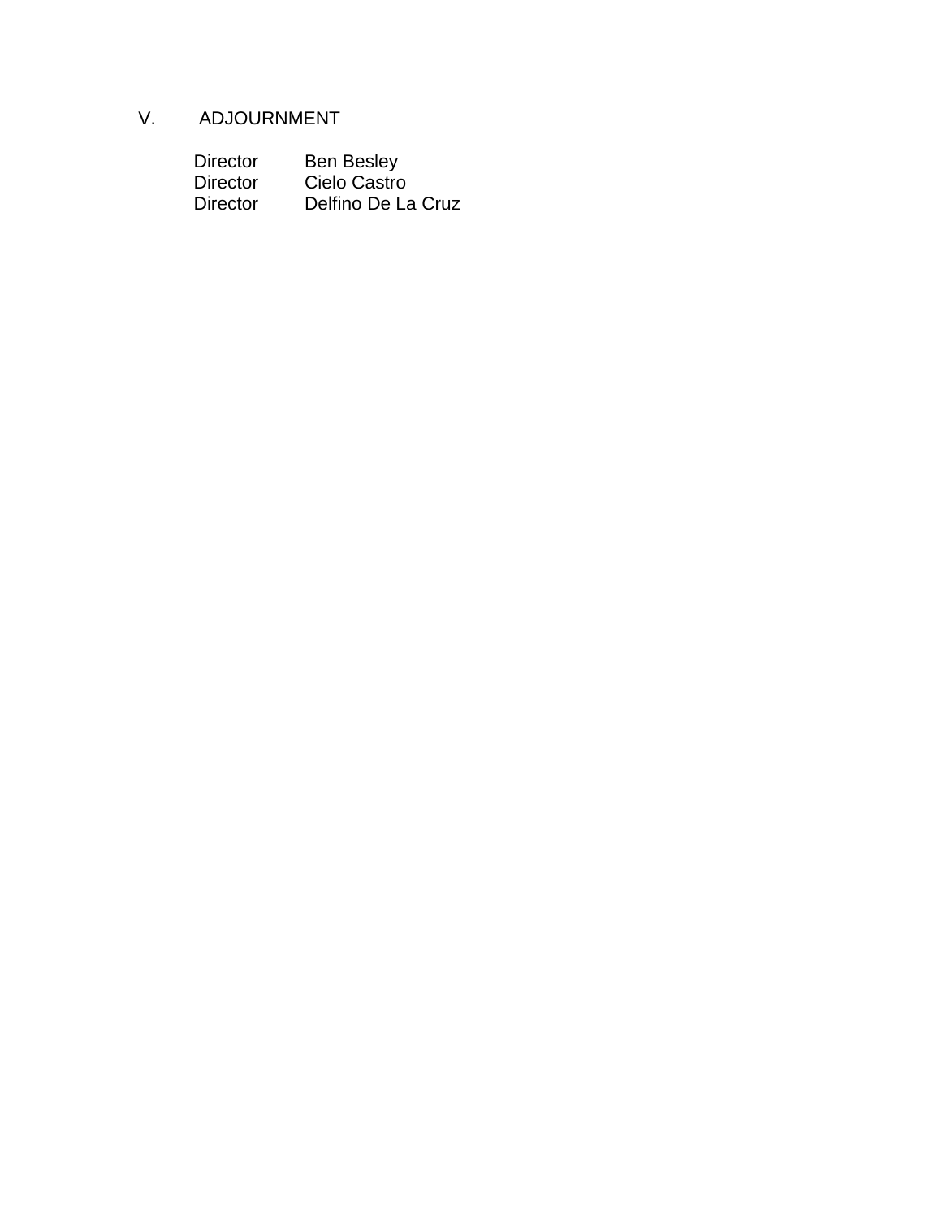V. ADJOURNMENT

| | |
|---|---|
| Director | Ben Besley |
| Director | Cielo Castro |
| Director | Delfino De La Cruz |